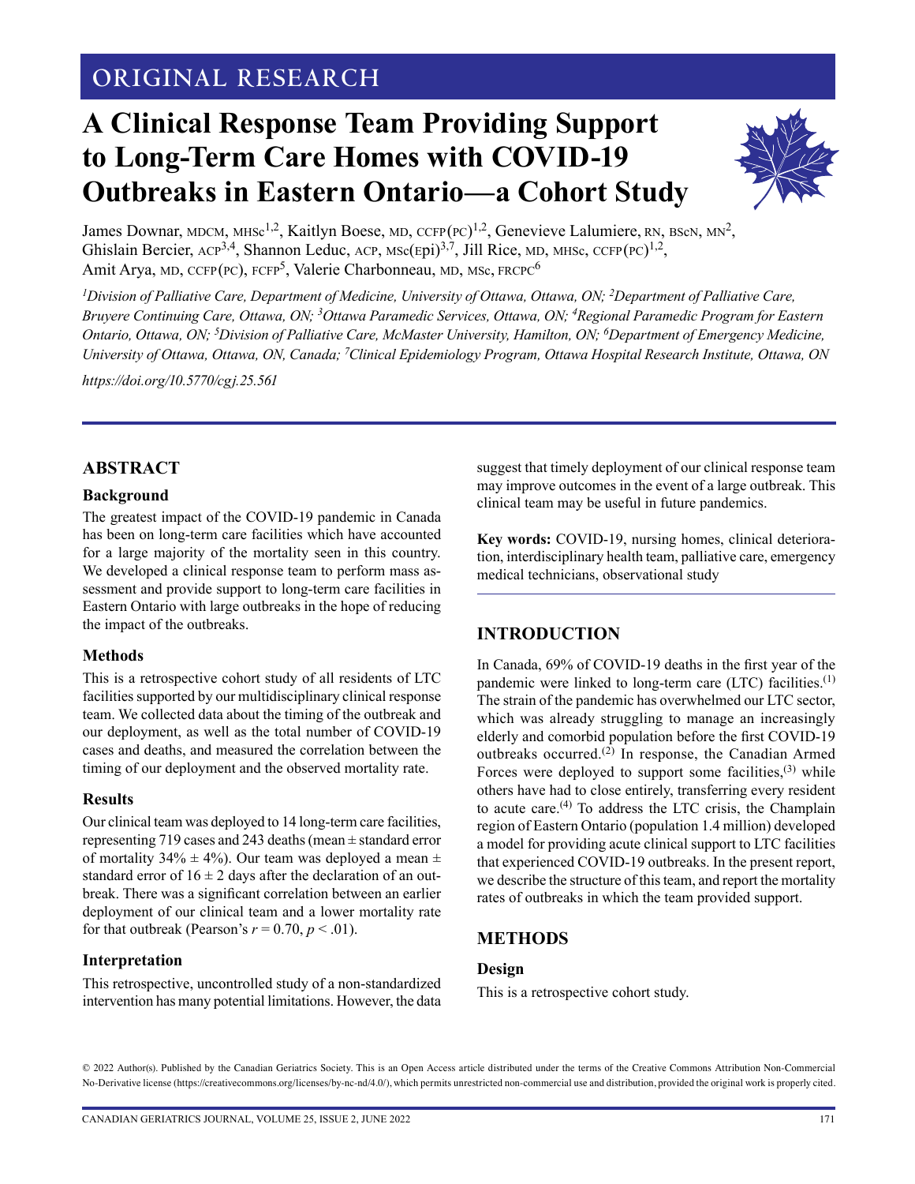ORIGINAL RESEARCH

# A Clinical Response Team Providing Support to Long-Term Care Homes with COVID-19 Outbreaks in Eastern Ontario—a Cohort Study

James Downar, MDCM, MHSc[1,2], Kaitlyn Boese, MD, CCFP(PC)[1,2], Genevieve Lalumiere, RN, BScN, MN[2], Ghislain Bercier, ACP[3,4], Shannon Leduc, ACP, MSc(Epi)[3,7], Jill Rice, MD, MHSc, CCFP(PC)[1,2], Amit Arya, MD, CCFP(PC), FCFP[5], Valerie Charbonneau, MD, MSc, FRCPC[6]

*[1]Division of Palliative Care, Department of Medicine, University of Ottawa, Ottawa, ON; [2]Department of Palliative Care, Bruyere Continuing Care, Ottawa, ON; [3]Ottawa Paramedic Services, Ottawa, ON; [4]Regional Paramedic Program for Eastern Ontario, Ottawa, ON; [5]Division of Palliative Care, McMaster University, Hamilton, ON; [6]Department of Emergency Medicine, University of Ottawa, Ottawa, ON, Canada; [7]Clinical Epidemiology Program, Ottawa Hospital Research Institute, Ottawa, ON*

*https://doi.org/10.5770/cgj.25.561*

## ABSTRACT

### Background

The greatest impact of the COVID-19 pandemic in Canada has been on long-term care facilities which have accounted for a large majority of the mortality seen in this country. We developed a clinical response team to perform mass assessment and provide support to long-term care facilities in Eastern Ontario with large outbreaks in the hope of reducing the impact of the outbreaks.

### Methods

This is a retrospective cohort study of all residents of LTC facilities supported by our multidisciplinary clinical response team. We collected data about the timing of the outbreak and our deployment, as well as the total number of COVID-19 cases and deaths, and measured the correlation between the timing of our deployment and the observed mortality rate.

### Results

Our clinical team was deployed to 14 long-term care facilities, representing 719 cases and 243 deaths (mean ± standard error of mortality 34% ± 4%). Our team was deployed a mean ± standard error of 16 ± 2 days after the declaration of an outbreak. There was a significant correlation between an earlier deployment of our clinical team and a lower mortality rate for that outbreak (Pearson's $r = 0.70$, $p < .01$).

### Interpretation

This retrospective, uncontrolled study of a non-standardized intervention has many potential limitations. However, the data suggest that timely deployment of our clinical response team may improve outcomes in the event of a large outbreak. This clinical team may be useful in future pandemics.

**Key words:** COVID-19, nursing homes, clinical deterioration, interdisciplinary health team, palliative care, emergency medical technicians, observational study

## INTRODUCTION

In Canada, 69% of COVID-19 deaths in the first year of the pandemic were linked to long-term care (LTC) facilities.(1) The strain of the pandemic has overwhelmed our LTC sector, which was already struggling to manage an increasingly elderly and comorbid population before the first COVID-19 outbreaks occurred.(2) In response, the Canadian Armed Forces were deployed to support some facilities,(3) while others have had to close entirely, transferring every resident to acute care.(4) To address the LTC crisis, the Champlain region of Eastern Ontario (population 1.4 million) developed a model for providing acute clinical support to LTC facilities that experienced COVID-19 outbreaks. In the present report, we describe the structure of this team, and report the mortality rates of outbreaks in which the team provided support.

## METHODS

### Design

This is a retrospective cohort study.

© 2022 Author(s). Published by the Canadian Geriatrics Society. This is an Open Access article distributed under the terms of the Creative Commons Attribution Non-Commercial No-Derivative license (https://creativecommons.org/licenses/by-nc-nd/4.0/), which permits unrestricted non-commercial use and distribution, provided the original work is properly cited.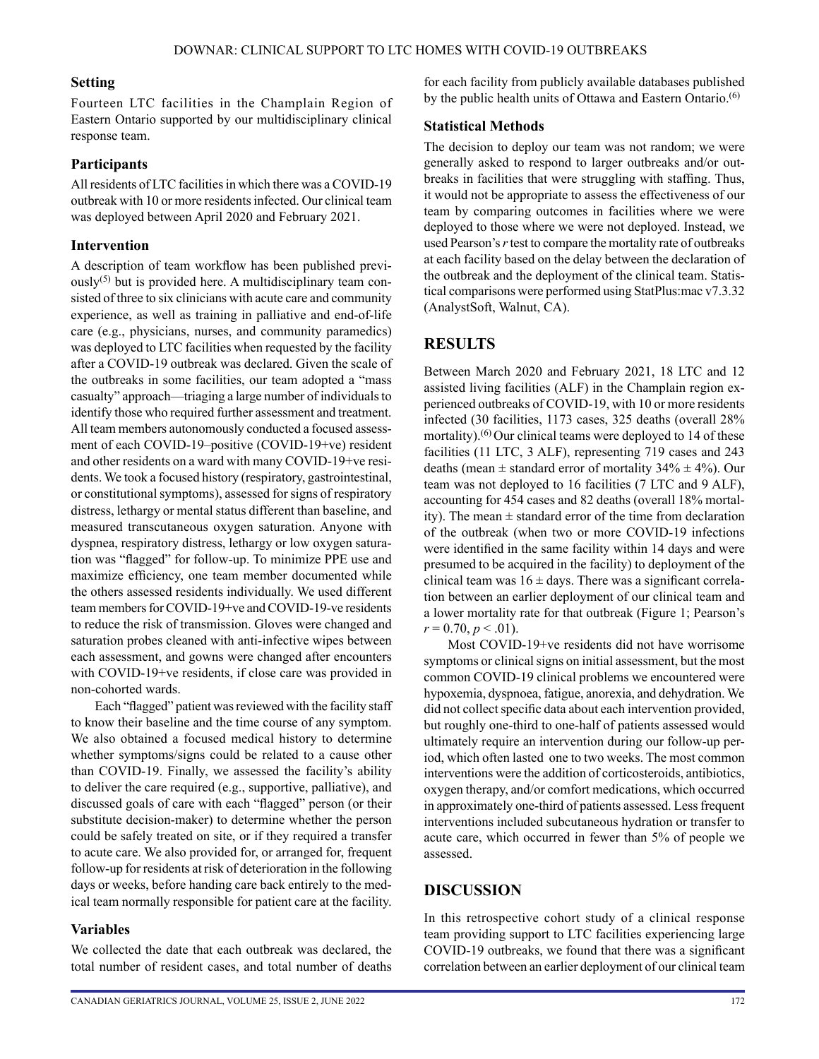### Setting

Fourteen LTC facilities in the Champlain Region of Eastern Ontario supported by our multidisciplinary clinical response team.

### Participants

All residents of LTC facilities in which there was a COVID-19 outbreak with 10 or more residents infected. Our clinical team was deployed between April 2020 and February 2021.

### Intervention

A description of team workflow has been published previously[5] but is provided here. A multidisciplinary team consisted of three to six clinicians with acute care and community experience, as well as training in palliative and end-of-life care (e.g., physicians, nurses, and community paramedics) was deployed to LTC facilities when requested by the facility after a COVID-19 outbreak was declared. Given the scale of the outbreaks in some facilities, our team adopted a "mass casualty" approach—triaging a large number of individuals to identify those who required further assessment and treatment. All team members autonomously conducted a focused assessment of each COVID-19–positive (COVID-19+ve) resident and other residents on a ward with many COVID-19+ve residents. We took a focused history (respiratory, gastrointestinal, or constitutional symptoms), assessed for signs of respiratory distress, lethargy or mental status different than baseline, and measured transcutaneous oxygen saturation. Anyone with dyspnea, respiratory distress, lethargy or low oxygen saturation was "flagged" for follow-up. To minimize PPE use and maximize efficiency, one team member documented while the others assessed residents individually. We used different team members for COVID-19+ve and COVID-19-ve residents to reduce the risk of transmission. Gloves were changed and saturation probes cleaned with anti-infective wipes between each assessment, and gowns were changed after encounters with COVID-19+ve residents, if close care was provided in non-cohorted wards.

Each "flagged" patient was reviewed with the facility staff to know their baseline and the time course of any symptom. We also obtained a focused medical history to determine whether symptoms/signs could be related to a cause other than COVID-19. Finally, we assessed the facility's ability to deliver the care required (e.g., supportive, palliative), and discussed goals of care with each "flagged" person (or their substitute decision-maker) to determine whether the person could be safely treated on site, or if they required a transfer to acute care. We also provided for, or arranged for, frequent follow-up for residents at risk of deterioration in the following days or weeks, before handing care back entirely to the medical team normally responsible for patient care at the facility.

### Variables

We collected the date that each outbreak was declared, the total number of resident cases, and total number of deaths for each facility from publicly available databases published by the public health units of Ottawa and Eastern Ontario.[6]

### Statistical Methods

The decision to deploy our team was not random; we were generally asked to respond to larger outbreaks and/or outbreaks in facilities that were struggling with staffing. Thus, it would not be appropriate to assess the effectiveness of our team by comparing outcomes in facilities where we were deployed to those where we were not deployed. Instead, we used Pearson's $r$ test to compare the mortality rate of outbreaks at each facility based on the delay between the declaration of the outbreak and the deployment of the clinical team. Statistical comparisons were performed using StatPlus:mac v7.3.32 (AnalystSoft, Walnut, CA).

## RESULTS

Between March 2020 and February 2021, 18 LTC and 12 assisted living facilities (ALF) in the Champlain region experienced outbreaks of COVID-19, with 10 or more residents infected (30 facilities, 1173 cases, 325 deaths (overall 28% mortality).[6] Our clinical teams were deployed to 14 of these facilities (11 LTC, 3 ALF), representing 719 cases and 243 deaths (mean ± standard error of mortality 34% ± 4%). Our team was not deployed to 16 facilities (7 LTC and 9 ALF), accounting for 454 cases and 82 deaths (overall 18% mortality). The mean ± standard error of the time from declaration of the outbreak (when two or more COVID-19 infections were identified in the same facility within 14 days and were presumed to be acquired in the facility) to deployment of the clinical team was 16 ± days. There was a significant correlation between an earlier deployment of our clinical team and a lower mortality rate for that outbreak (Figure 1; Pearson's $r = 0.70$, $p < .01$).

Most COVID-19+ve residents did not have worrisome symptoms or clinical signs on initial assessment, but the most common COVID-19 clinical problems we encountered were hypoxemia, dyspnoea, fatigue, anorexia, and dehydration. We did not collect specific data about each intervention provided, but roughly one-third to one-half of patients assessed would ultimately require an intervention during our follow-up period, which often lasted one to two weeks. The most common interventions were the addition of corticosteroids, antibiotics, oxygen therapy, and/or comfort medications, which occurred in approximately one-third of patients assessed. Less frequent interventions included subcutaneous hydration or transfer to acute care, which occurred in fewer than 5% of people we assessed.

## DISCUSSION

In this retrospective cohort study of a clinical response team providing support to LTC facilities experiencing large COVID-19 outbreaks, we found that there was a significant correlation between an earlier deployment of our clinical team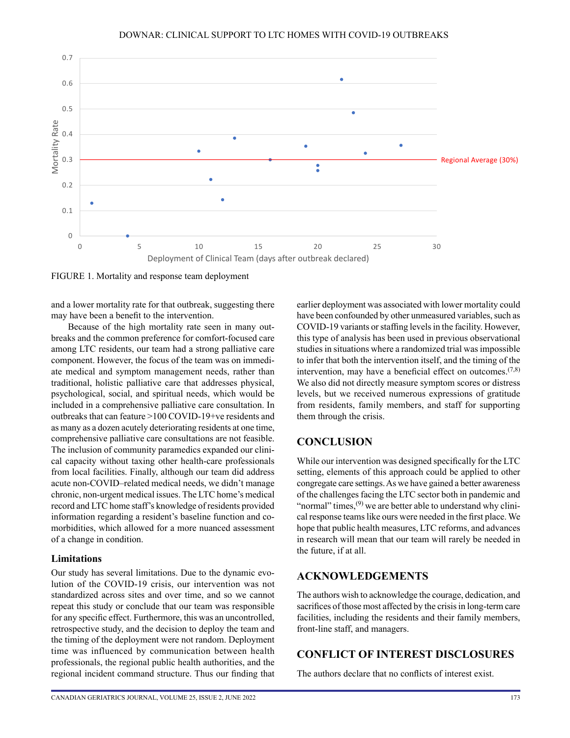FIGURE 1. Mortality and response team deployment

and a lower mortality rate for that outbreak, suggesting there may have been a benefit to the intervention.

Because of the high mortality rate seen in many outbreaks and the common preference for comfort-focused care among LTC residents, our team had a strong palliative care component. However, the focus of the team was on immediate medical and symptom management needs, rather than traditional, holistic palliative care that addresses physical, psychological, social, and spiritual needs, which would be included in a comprehensive palliative care consultation. In outbreaks that can feature >100 COVID-19+ve residents and as many as a dozen acutely deteriorating residents at one time, comprehensive palliative care consultations are not feasible. The inclusion of community paramedics expanded our clinical capacity without taxing other health-care professionals from local facilities. Finally, although our team did address acute non-COVID–related medical needs, we didn't manage chronic, non-urgent medical issues. The LTC home's medical record and LTC home staff's knowledge of residents provided information regarding a resident's baseline function and co-morbidities, which allowed for a more nuanced assessment of a change in condition.

### Limitations

Our study has several limitations. Due to the dynamic evolution of the COVID-19 crisis, our intervention was not standardized across sites and over time, and so we cannot repeat this study or conclude that our team was responsible for any specific effect. Furthermore, this was an uncontrolled, retrospective study, and the decision to deploy the team and the timing of the deployment were not random. Deployment time was influenced by communication between health professionals, the regional public health authorities, and the regional incident command structure. Thus our finding that earlier deployment was associated with lower mortality could have been confounded by other unmeasured variables, such as COVID-19 variants or staffing levels in the facility. However, this type of analysis has been used in previous observational studies in situations where a randomized trial was impossible to infer that both the intervention itself, and the timing of the intervention, may have a beneficial effect on outcomes.[7,8] We also did not directly measure symptom scores or distress levels, but we received numerous expressions of gratitude from residents, family members, and staff for supporting them through the crisis.

## CONCLUSION

While our intervention was designed specifically for the LTC setting, elements of this approach could be applied to other congregate care settings. As we have gained a better awareness of the challenges facing the LTC sector both in pandemic and "normal" times,[9] we are better able to understand why clinical response teams like ours were needed in the first place. We hope that public health measures, LTC reforms, and advances in research will mean that our team will rarely be needed in the future, if at all.

## ACKNOWLEDGEMENTS

The authors wish to acknowledge the courage, dedication, and sacrifices of those most affected by the crisis in long-term care facilities, including the residents and their family members, front-line staff, and managers.

## CONFLICT OF INTEREST DISCLOSURES

The authors declare that no conflicts of interest exist.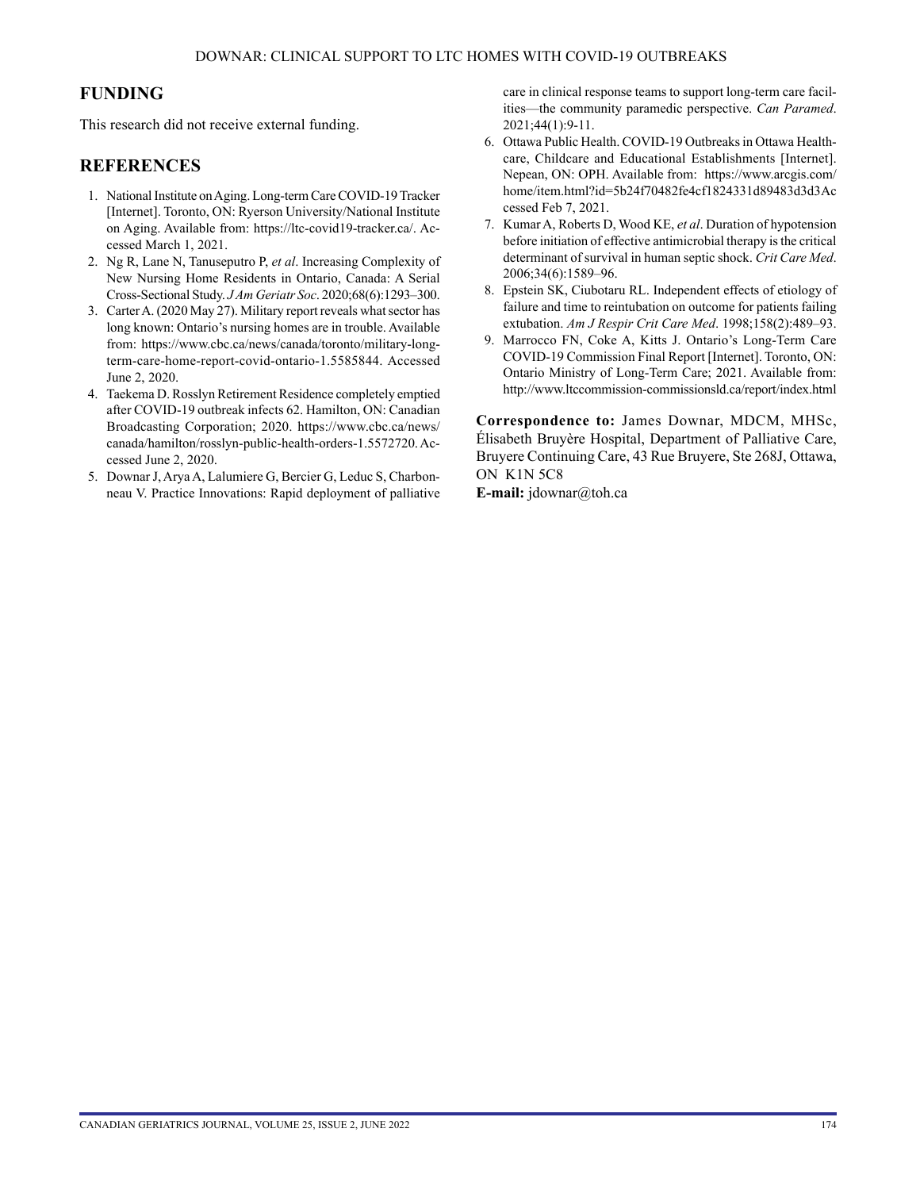## FUNDING

This research did not receive external funding.

## REFERENCES

1. National Institute on Aging. Long-term Care COVID-19 Tracker [Internet]. Toronto, ON: Ryerson University/National Institute on Aging. Available from: https://ltc-covid19-tracker.ca/. Accessed March 1, 2021.
2. Ng R, Lane N, Tanuseputro P, *et al*. Increasing Complexity of New Nursing Home Residents in Ontario, Canada: A Serial Cross-Sectional Study. *J Am Geriatr Soc*. 2020;68(6):1293–300.
3. Carter A. (2020 May 27). Military report reveals what sector has long known: Ontario's nursing homes are in trouble. Available from: https://www.cbc.ca/news/canada/toronto/military-long-term-care-home-report-covid-ontario-1.5585844. Accessed June 2, 2020.
4. Taekema D. Rosslyn Retirement Residence completely emptied after COVID-19 outbreak infects 62. Hamilton, ON: Canadian Broadcasting Corporation; 2020. https://www.cbc.ca/news/canada/hamilton/rosslyn-public-health-orders-1.5572720. Accessed June 2, 2020.
5. Downar J, Arya A, Lalumiere G, Bercier G, Leduc S, Charbonneau V. Practice Innovations: Rapid deployment of palliative care in clinical response teams to support long-term care facilities—the community paramedic perspective. *Can Paramed*. 2021;44(1):9-11.
6. Ottawa Public Health. COVID-19 Outbreaks in Ottawa Healthcare, Childcare and Educational Establishments [Internet]. Nepean, ON: OPH. Available from: https://www.arcgis.com/home/item.html?id=5b24f70482fe4cf1824331d89483d3d3Accessed Feb 7, 2021.
7. Kumar A, Roberts D, Wood KE, *et al*. Duration of hypotension before initiation of effective antimicrobial therapy is the critical determinant of survival in human septic shock. *Crit Care Med*. 2006;34(6):1589–96.
8. Epstein SK, Ciubotaru RL. Independent effects of etiology of failure and time to reintubation on outcome for patients failing extubation. *Am J Respir Crit Care Med*. 1998;158(2):489–93.
9. Marrocco FN, Coke A, Kitts J. Ontario's Long-Term Care COVID-19 Commission Final Report [Internet]. Toronto, ON: Ontario Ministry of Long-Term Care; 2021. Available from: http://www.ltccommission-commissionsld.ca/report/index.html

**Correspondence to:** James Downar, MDCM, MHSc, Élisabeth Bruyère Hospital, Department of Palliative Care, Bruyere Continuing Care, 43 Rue Bruyere, Ste 268J, Ottawa, ON K1N 5C8

**E-mail:** jdownar@toh.ca